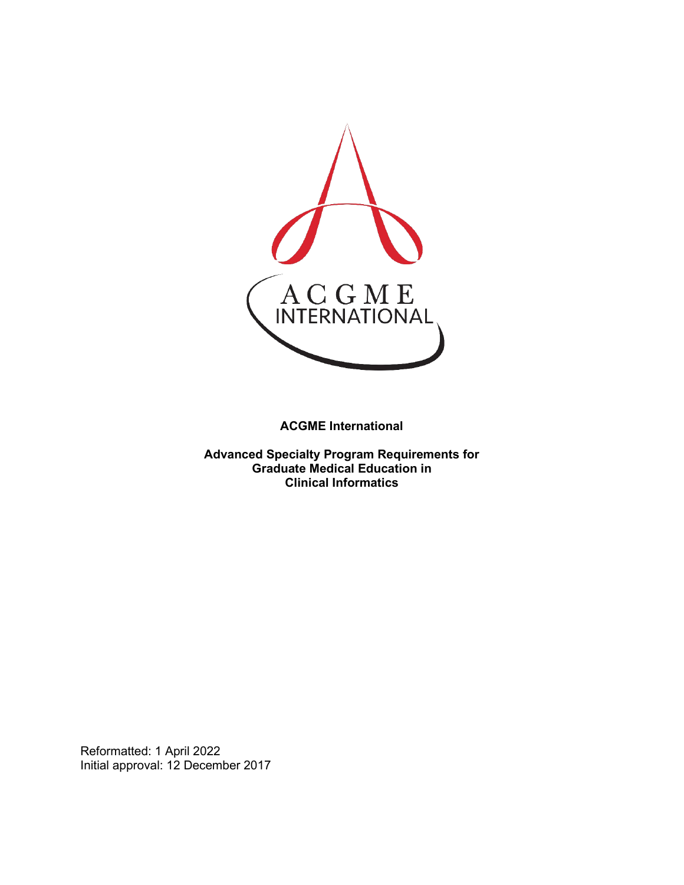ACGME International

**Advanced Specialty Program Requirements for Graduate Medical Education in Clinical Informatics**

Reformatted: 1 April 2022
Initial approval: 12 December 2017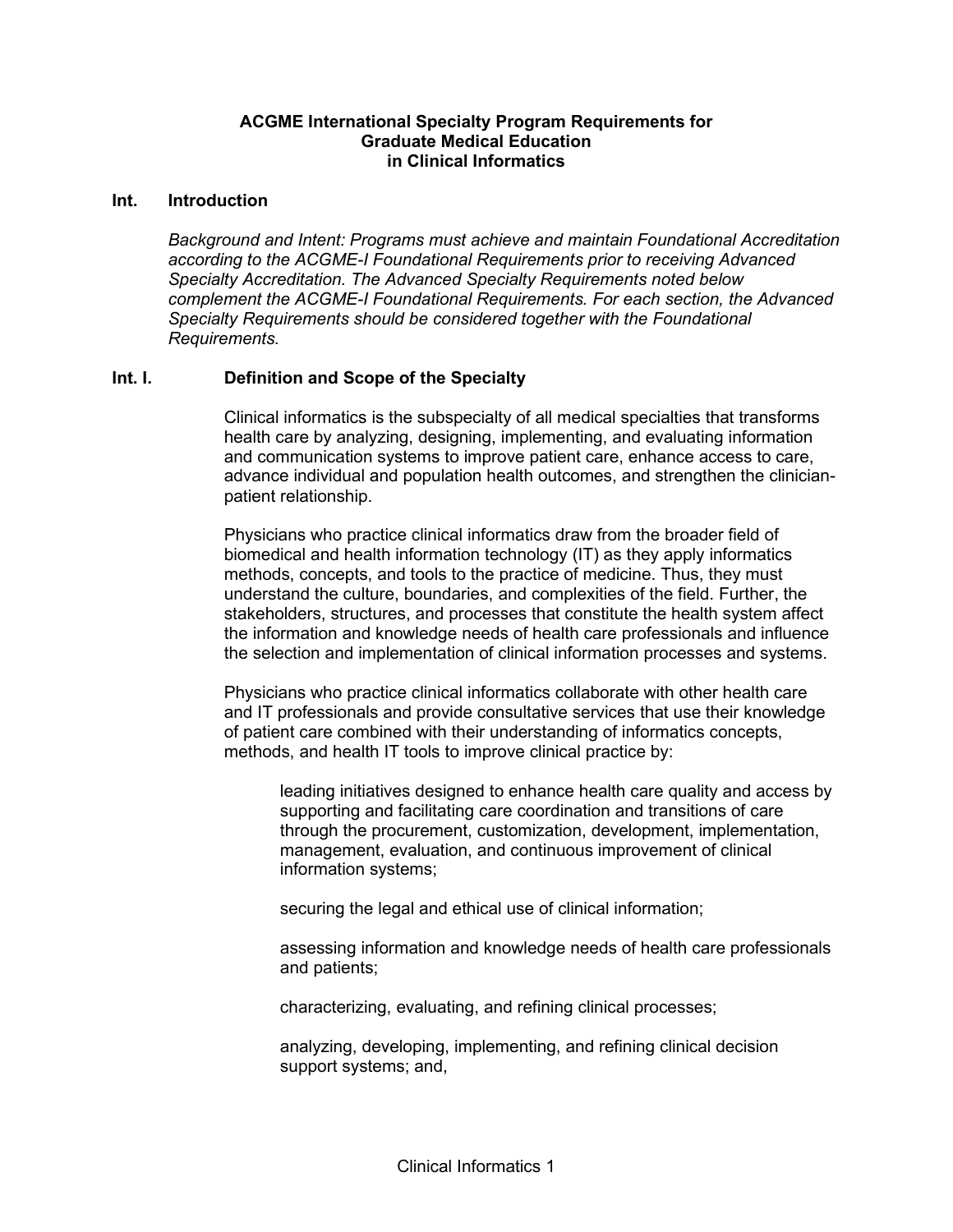# ACGME International Specialty Program Requirements for Graduate Medical Education in Clinical Informatics

## Int. Introduction

*Background and Intent: Programs must achieve and maintain Foundational Accreditation according to the ACGME-I Foundational Requirements prior to receiving Advanced Specialty Accreditation. The Advanced Specialty Requirements noted below complement the ACGME-I Foundational Requirements. For each section, the Advanced Specialty Requirements should be considered together with the Foundational Requirements.*

## Int. I. Definition and Scope of the Specialty

Clinical informatics is the subspecialty of all medical specialties that transforms health care by analyzing, designing, implementing, and evaluating information and communication systems to improve patient care, enhance access to care, advance individual and population health outcomes, and strengthen the clinician-patient relationship.

Physicians who practice clinical informatics draw from the broader field of biomedical and health information technology (IT) as they apply informatics methods, concepts, and tools to the practice of medicine. Thus, they must understand the culture, boundaries, and complexities of the field. Further, the stakeholders, structures, and processes that constitute the health system affect the information and knowledge needs of health care professionals and influence the selection and implementation of clinical information processes and systems.

Physicians who practice clinical informatics collaborate with other health care and IT professionals and provide consultative services that use their knowledge of patient care combined with their understanding of informatics concepts, methods, and health IT tools to improve clinical practice by:

> leading initiatives designed to enhance health care quality and access by supporting and facilitating care coordination and transitions of care through the procurement, customization, development, implementation, management, evaluation, and continuous improvement of clinical information systems;
>
> securing the legal and ethical use of clinical information;
>
> assessing information and knowledge needs of health care professionals and patients;
>
> characterizing, evaluating, and refining clinical processes;
>
> analyzing, developing, implementing, and refining clinical decision support systems; and,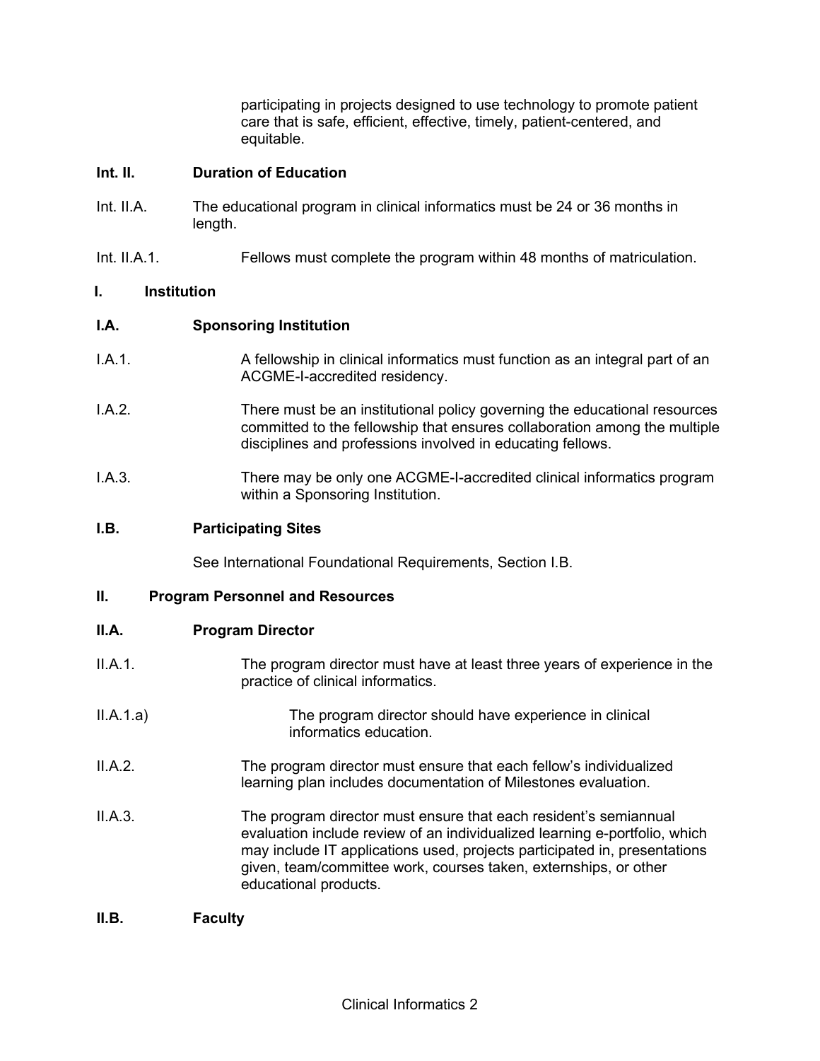participating in projects designed to use technology to promote patient care that is safe, efficient, effective, timely, patient-centered, and equitable.

**Int. II. Duration of Education**

Int. II.A. The educational program in clinical informatics must be 24 or 36 months in length.

Int. II.A.1. Fellows must complete the program within 48 months of matriculation.

**I. Institution**

**I.A. Sponsoring Institution**

I.A.1. A fellowship in clinical informatics must function as an integral part of an ACGME-I-accredited residency.

I.A.2. There must be an institutional policy governing the educational resources committed to the fellowship that ensures collaboration among the multiple disciplines and professions involved in educating fellows.

I.A.3. There may be only one ACGME-I-accredited clinical informatics program within a Sponsoring Institution.

**I.B. Participating Sites**

See International Foundational Requirements, Section I.B.

**II. Program Personnel and Resources**

**II.A. Program Director**

II.A.1. The program director must have at least three years of experience in the practice of clinical informatics.

II.A.1.a) The program director should have experience in clinical informatics education.

II.A.2. The program director must ensure that each fellow's individualized learning plan includes documentation of Milestones evaluation.

II.A.3. The program director must ensure that each resident's semiannual evaluation include review of an individualized learning e-portfolio, which may include IT applications used, projects participated in, presentations given, team/committee work, courses taken, externships, or other educational products.

**II.B. Faculty**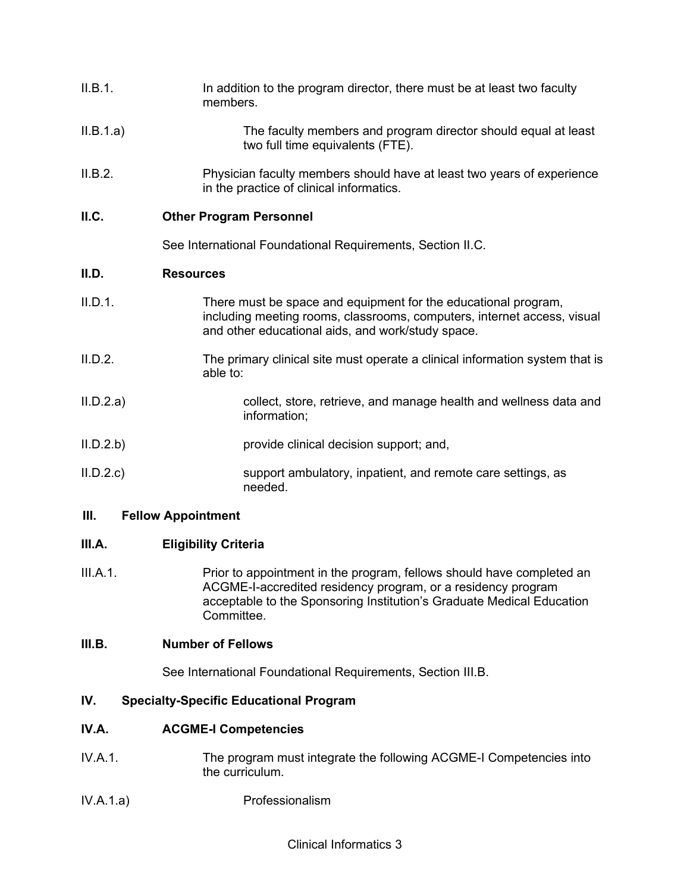II.B.1. In addition to the program director, there must be at least two faculty members.

II.B.1.a) The faculty members and program director should equal at least two full time equivalents (FTE).

II.B.2. Physician faculty members should have at least two years of experience in the practice of clinical informatics.

**II.C. Other Program Personnel**

See International Foundational Requirements, Section II.C.

**II.D. Resources**

II.D.1. There must be space and equipment for the educational program, including meeting rooms, classrooms, computers, internet access, visual and other educational aids, and work/study space.

II.D.2. The primary clinical site must operate a clinical information system that is able to:

II.D.2.a) collect, store, retrieve, and manage health and wellness data and information;

II.D.2.b) provide clinical decision support; and,

II.D.2.c) support ambulatory, inpatient, and remote care settings, as needed.

## III. Fellow Appointment

**III.A. Eligibility Criteria**

III.A.1. Prior to appointment in the program, fellows should have completed an ACGME-I-accredited residency program, or a residency program acceptable to the Sponsoring Institution's Graduate Medical Education Committee.

**III.B. Number of Fellows**

See International Foundational Requirements, Section III.B.

## IV. Specialty-Specific Educational Program

**IV.A. ACGME-I Competencies**

IV.A.1. The program must integrate the following ACGME-I Competencies into the curriculum.

IV.A.1.a) Professionalism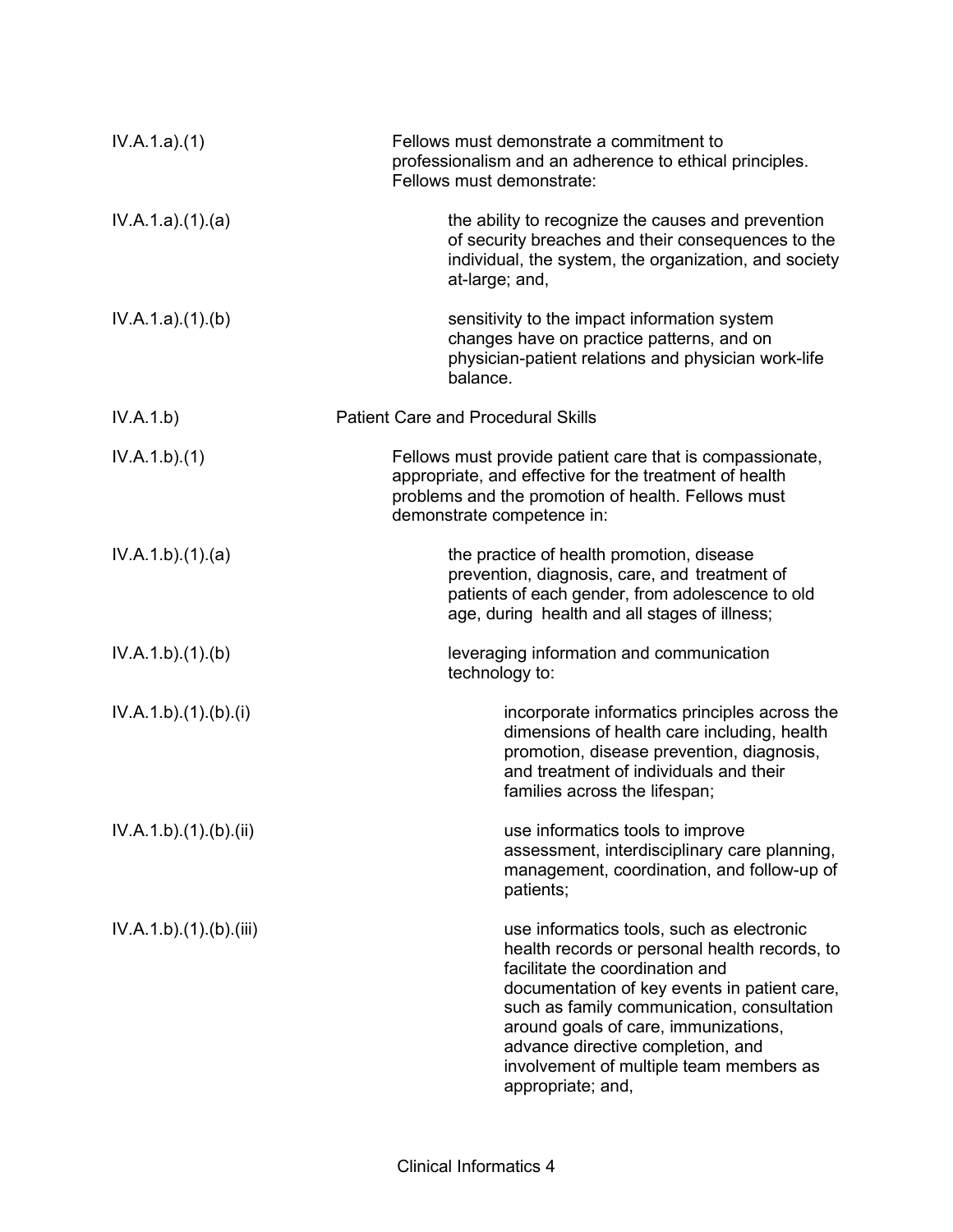| | |
|---|---|
| IV.A.1.a).(1) | Fellows must demonstrate a commitment to professionalism and an adherence to ethical principles. Fellows must demonstrate: |
| IV.A.1.a).(1).(a) | the ability to recognize the causes and prevention of security breaches and their consequences to the individual, the system, the organization, and society at-large; and, |
| IV.A.1.a).(1).(b) | sensitivity to the impact information system changes have on practice patterns, and on physician-patient relations and physician work-life balance. |
| IV.A.1.b) | Patient Care and Procedural Skills |
| IV.A.1.b).(1) | Fellows must provide patient care that is compassionate, appropriate, and effective for the treatment of health problems and the promotion of health. Fellows must demonstrate competence in: |
| IV.A.1.b).(1).(a) | the practice of health promotion, disease prevention, diagnosis, care, and treatment of patients of each gender, from adolescence to old age, during health and all stages of illness; |
| IV.A.1.b).(1).(b) | leveraging information and communication technology to: |
| IV.A.1.b).(1).(b).(i) | incorporate informatics principles across the dimensions of health care including, health promotion, disease prevention, diagnosis, and treatment of individuals and their families across the lifespan; |
| IV.A.1.b).(1).(b).(ii) | use informatics tools to improve assessment, interdisciplinary care planning, management, coordination, and follow-up of patients; |
| IV.A.1.b).(1).(b).(iii) | use informatics tools, such as electronic health records or personal health records, to facilitate the coordination and documentation of key events in patient care, such as family communication, consultation around goals of care, immunizations, advance directive completion, and involvement of multiple team members as appropriate; and, |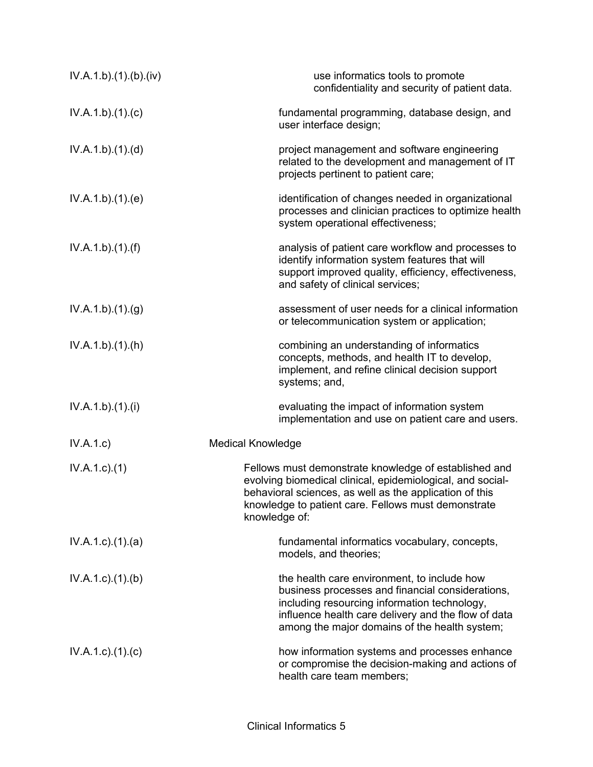| | |
|---|---|
| IV.A.1.b).(1).(b).(iv) | use informatics tools to promote confidentiality and security of patient data. |
| IV.A.1.b).(1).(c) | fundamental programming, database design, and user interface design; |
| IV.A.1.b).(1).(d) | project management and software engineering related to the development and management of IT projects pertinent to patient care; |
| IV.A.1.b).(1).(e) | identification of changes needed in organizational processes and clinician practices to optimize health system operational effectiveness; |
| IV.A.1.b).(1).(f) | analysis of patient care workflow and processes to identify information system features that will support improved quality, efficiency, effectiveness, and safety of clinical services; |
| IV.A.1.b).(1).(g) | assessment of user needs for a clinical information or telecommunication system or application; |
| IV.A.1.b).(1).(h) | combining an understanding of informatics concepts, methods, and health IT to develop, implement, and refine clinical decision support systems; and, |
| IV.A.1.b).(1).(i) | evaluating the impact of information system implementation and use on patient care and users. |
| IV.A.1.c) | Medical Knowledge |
| IV.A.1.c).(1) | Fellows must demonstrate knowledge of established and evolving biomedical clinical, epidemiological, and social-behavioral sciences, as well as the application of this knowledge to patient care. Fellows must demonstrate knowledge of: |
| IV.A.1.c).(1).(a) | fundamental informatics vocabulary, concepts, models, and theories; |
| IV.A.1.c).(1).(b) | the health care environment, to include how business processes and financial considerations, including resourcing information technology, influence health care delivery and the flow of data among the major domains of the health system; |
| IV.A.1.c).(1).(c) | how information systems and processes enhance or compromise the decision-making and actions of health care team members; |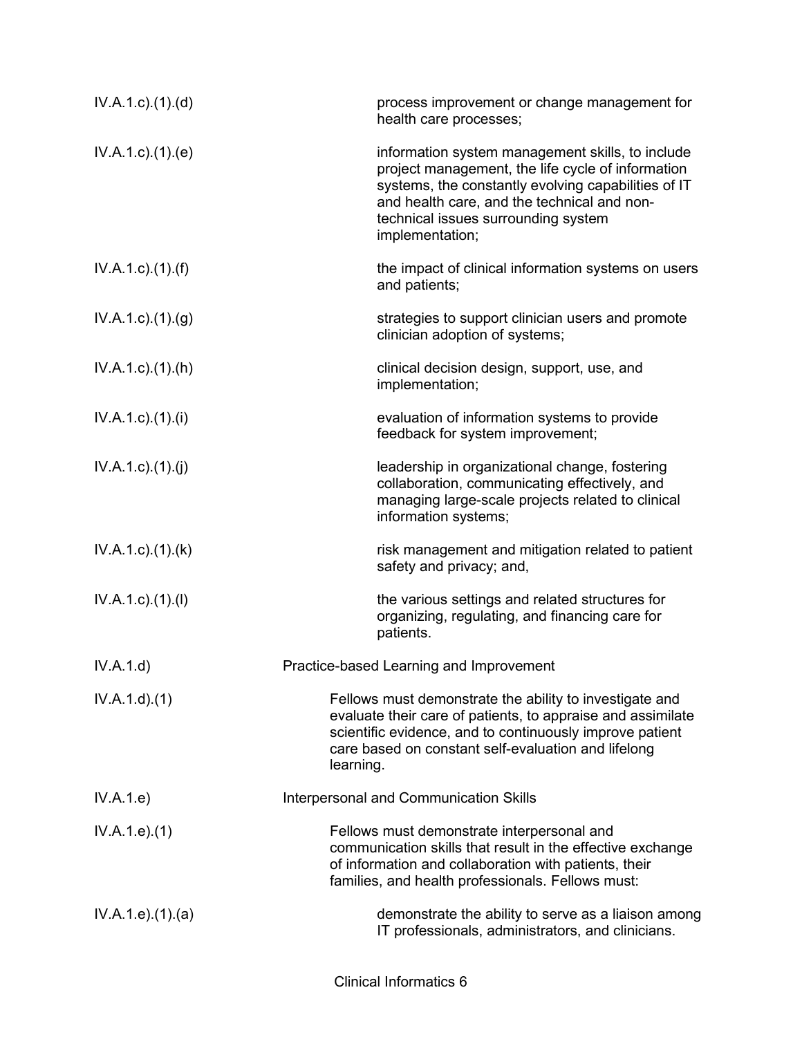IV.A.1.c).(1).(d) process improvement or change management for health care processes;

IV.A.1.c).(1).(e) information system management skills, to include project management, the life cycle of information systems, the constantly evolving capabilities of IT and health care, and the technical and non-technical issues surrounding system implementation;

IV.A.1.c).(1).(f) the impact of clinical information systems on users and patients;

IV.A.1.c).(1).(g) strategies to support clinician users and promote clinician adoption of systems;

IV.A.1.c).(1).(h) clinical decision design, support, use, and implementation;

IV.A.1.c).(1).(i) evaluation of information systems to provide feedback for system improvement;

IV.A.1.c).(1).(j) leadership in organizational change, fostering collaboration, communicating effectively, and managing large-scale projects related to clinical information systems;

IV.A.1.c).(1).(k) risk management and mitigation related to patient safety and privacy; and,

IV.A.1.c).(1).(l) the various settings and related structures for organizing, regulating, and financing care for patients.

IV.A.1.d) Practice-based Learning and Improvement

IV.A.1.d).(1) Fellows must demonstrate the ability to investigate and evaluate their care of patients, to appraise and assimilate scientific evidence, and to continuously improve patient care based on constant self-evaluation and lifelong learning.

IV.A.1.e) Interpersonal and Communication Skills

IV.A.1.e).(1) Fellows must demonstrate interpersonal and communication skills that result in the effective exchange of information and collaboration with patients, their families, and health professionals. Fellows must:

IV.A.1.e).(1).(a) demonstrate the ability to serve as a liaison among IT professionals, administrators, and clinicians.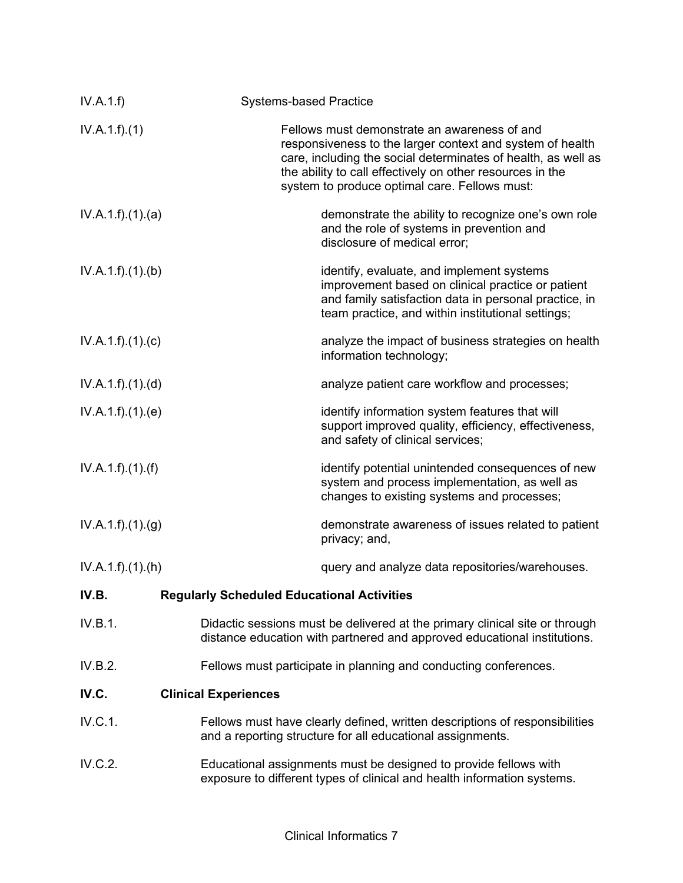IV.A.1.f) Systems-based Practice

IV.A.1.f).(1) Fellows must demonstrate an awareness of and responsiveness to the larger context and system of health care, including the social determinates of health, as well as the ability to call effectively on other resources in the system to produce optimal care. Fellows must:

IV.A.1.f).(1).(a) demonstrate the ability to recognize one's own role and the role of systems in prevention and disclosure of medical error;

IV.A.1.f).(1).(b) identify, evaluate, and implement systems improvement based on clinical practice or patient and family satisfaction data in personal practice, in team practice, and within institutional settings;

IV.A.1.f).(1).(c) analyze the impact of business strategies on health information technology;

IV.A.1.f).(1).(d) analyze patient care workflow and processes;

IV.A.1.f).(1).(e) identify information system features that will support improved quality, efficiency, effectiveness, and safety of clinical services;

IV.A.1.f).(1).(f) identify potential unintended consequences of new system and process implementation, as well as changes to existing systems and processes;

IV.A.1.f).(1).(g) demonstrate awareness of issues related to patient privacy; and,

IV.A.1.f).(1).(h) query and analyze data repositories/warehouses.

**IV.B. Regularly Scheduled Educational Activities**

IV.B.1. Didactic sessions must be delivered at the primary clinical site or through distance education with partnered and approved educational institutions.

IV.B.2. Fellows must participate in planning and conducting conferences.

**IV.C. Clinical Experiences**

IV.C.1. Fellows must have clearly defined, written descriptions of responsibilities and a reporting structure for all educational assignments.

IV.C.2. Educational assignments must be designed to provide fellows with exposure to different types of clinical and health information systems.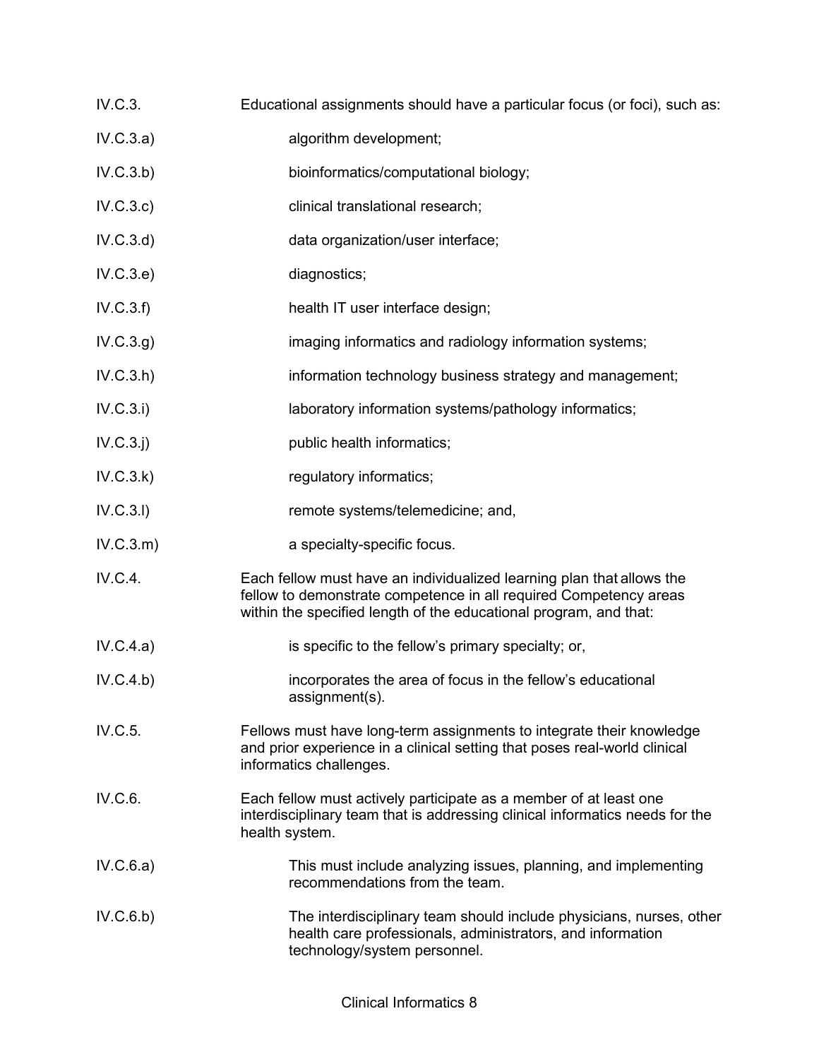IV.C.3. Educational assignments should have a particular focus (or foci), such as:

IV.C.3.a) algorithm development;

IV.C.3.b) bioinformatics/computational biology;

IV.C.3.c) clinical translational research;

IV.C.3.d) data organization/user interface;

IV.C.3.e) diagnostics;

IV.C.3.f) health IT user interface design;

IV.C.3.g) imaging informatics and radiology information systems;

IV.C.3.h) information technology business strategy and management;

IV.C.3.i) laboratory information systems/pathology informatics;

IV.C.3.j) public health informatics;

IV.C.3.k) regulatory informatics;

IV.C.3.l) remote systems/telemedicine; and,

IV.C.3.m) a specialty-specific focus.

IV.C.4. Each fellow must have an individualized learning plan that allows the fellow to demonstrate competence in all required Competency areas within the specified length of the educational program, and that:

IV.C.4.a) is specific to the fellow's primary specialty; or,

IV.C.4.b) incorporates the area of focus in the fellow's educational assignment(s).

IV.C.5. Fellows must have long-term assignments to integrate their knowledge and prior experience in a clinical setting that poses real-world clinical informatics challenges.

IV.C.6. Each fellow must actively participate as a member of at least one interdisciplinary team that is addressing clinical informatics needs for the health system.

IV.C.6.a) This must include analyzing issues, planning, and implementing recommendations from the team.

IV.C.6.b) The interdisciplinary team should include physicians, nurses, other health care professionals, administrators, and information technology/system personnel.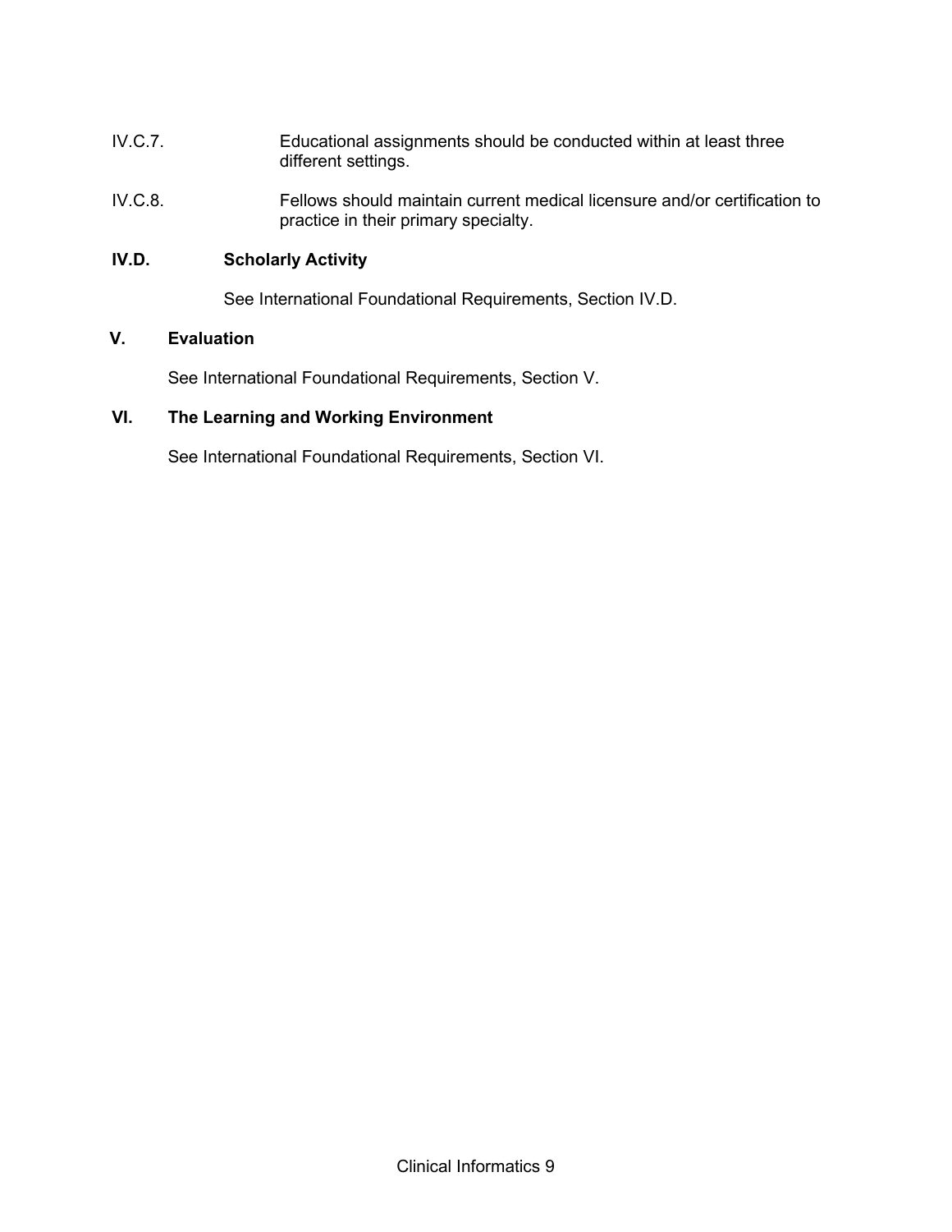IV.C.7. Educational assignments should be conducted within at least three different settings.

IV.C.8. Fellows should maintain current medical licensure and/or certification to practice in their primary specialty.

**IV.D. Scholarly Activity**

See International Foundational Requirements, Section IV.D.

**V. Evaluation**

See International Foundational Requirements, Section V.

**VI. The Learning and Working Environment**

See International Foundational Requirements, Section VI.